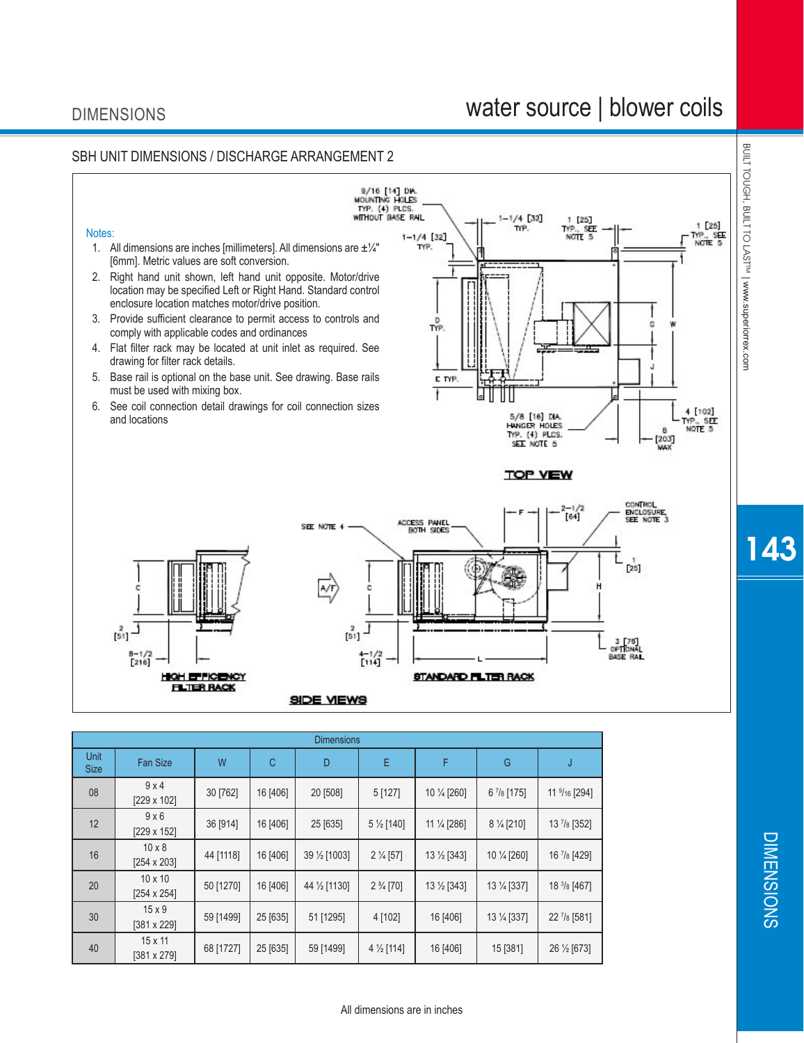## SBH UNIT DIMENSIONS / DISCHARGE ARRANGEMENT 2

Notes:

1. All dimensions are inches [millimeters]. All dimensions are ±¼" [6mm]. Metric values are soft conversion.
2. Right hand unit shown, left hand unit opposite. Motor/drive location may be specified Left or Right Hand. Standard control enclosure location matches motor/drive position.
3. Provide sufficient clearance to permit access to controls and comply with applicable codes and ordinances
4. Flat filter rack may be located at unit inlet as required. See drawing for filter rack details.
5. Base rail is optional on the base unit. See drawing. Base rails must be used with mixing box.
6. See coil connection detail drawings for coil connection sizes and locations

| Dimensions | | | | | | | | |
|---|---|---|---|---|---|---|---|---|
| Unit Size | Fan Size | W | C | D | E | F | G | J |
| 08 | 9 x 4 [229 x 102] | 30 [762] | 16 [406] | 20 [508] | 5 [127] | 10 ¼ [260] | 6 ⅞ [175] | 11 9/16 [294] |
| 12 | 9 x 6 [229 x 152] | 36 [914] | 16 [406] | 25 [635] | 5 ½ [140] | 11 ¼ [286] | 8 ¼ [210] | 13 ⅞ [352] |
| 16 | 10 x 8 [254 x 203] | 44 [1118] | 16 [406] | 39 ½ [1003] | 2 ¼ [57] | 13 ½ [343] | 10 ¼ [260] | 16 ⅞ [429] |
| 20 | 10 x 10 [254 x 254] | 50 [1270] | 16 [406] | 44 ½ [1130] | 2 ¾ [70] | 13 ½ [343] | 13 ¼ [337] | 18 ⅜ [467] |
| 30 | 15 x 9 [381 x 229] | 59 [1499] | 25 [635] | 51 [1295] | 4 [102] | 16 [406] | 13 ¼ [337] | 22 ⅞ [581] |
| 40 | 15 x 11 [381 x 279] | 68 [1727] | 25 [635] | 59 [1499] | 4 ½ [114] | 16 [406] | 15 [381] | 26 ½ [673] |

All dimensions are in inches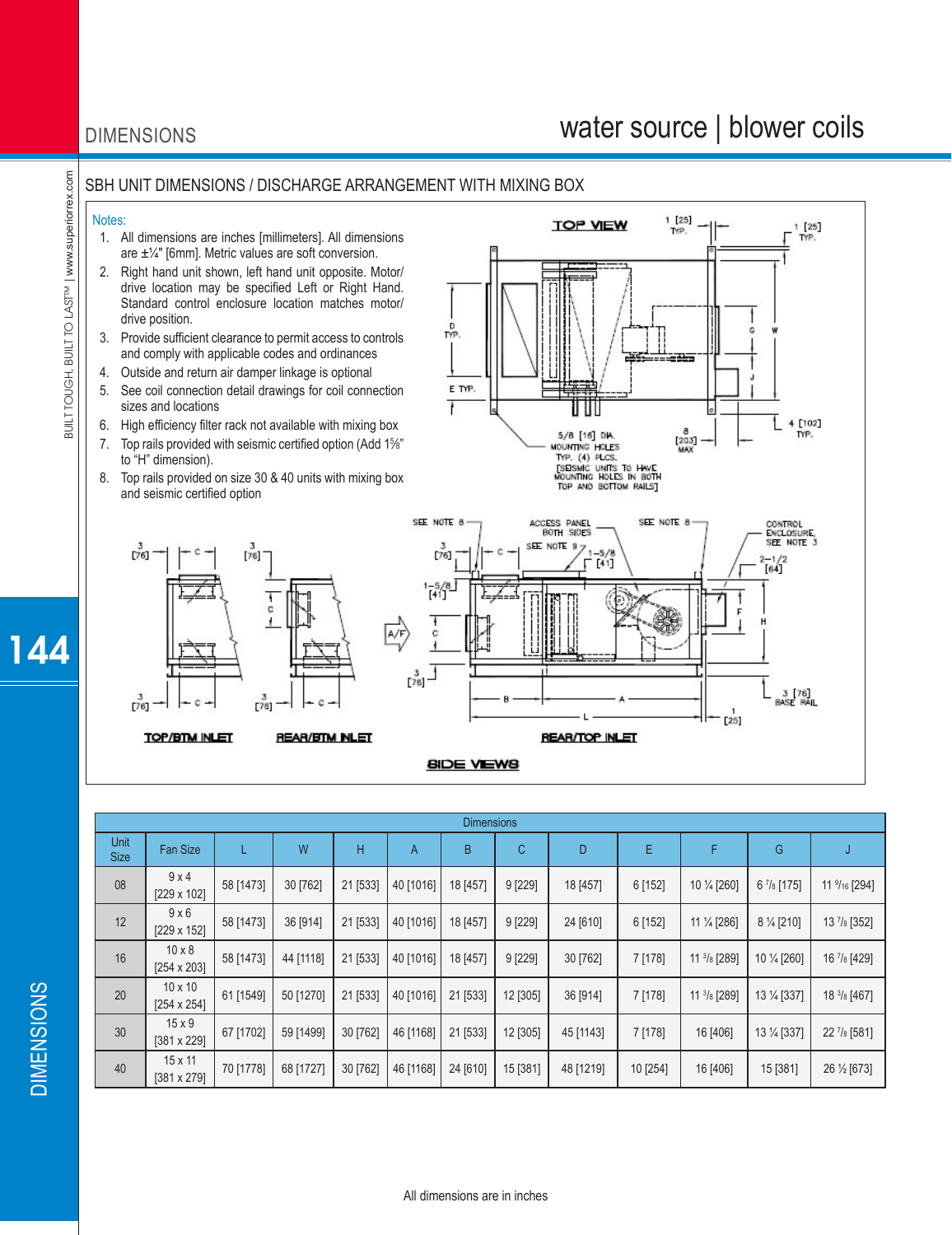## SBH UNIT DIMENSIONS / DISCHARGE ARRANGEMENT WITH MIXING BOX

Notes:

1. All dimensions are inches [millimeters]. All dimensions are ±¼" [6mm]. Metric values are soft conversion.
2. Right hand unit shown, left hand unit opposite. Motor/drive location may be specified Left or Right Hand. Standard control enclosure location matches motor/drive position.
3. Provide sufficient clearance to permit access to controls and comply with applicable codes and ordinances
4. Outside and return air damper linkage is optional
5. See coil connection detail drawings for coil connection sizes and locations
6. High efficiency filter rack not available with mixing box
7. Top rails provided with seismic certified option (Add 1⅝" to "H" dimension).
8. Top rails provided on size 30 & 40 units with mixing box and seismic certified option

| Dimensions | | | | | | | | | | | | |
|---|---|---|---|---|---|---|---|---|---|---|---|---|
| Unit Size | Fan Size | L | W | H | A | B | C | D | E | F | G | J |
| 08 | 9 x 4 [229 x 102] | 58 [1473] | 30 [762] | 21 [533] | 40 [1016] | 18 [457] | 9 [229] | 18 [457] | 6 [152] | 10 ¼ [260] | 6 ⁷/₈ [175] | 11 ⁹/₁₆ [294] |
| 12 | 9 x 6 [229 x 152] | 58 [1473] | 36 [914] | 21 [533] | 40 [1016] | 18 [457] | 9 [229] | 24 [610] | 6 [152] | 11 ¼ [286] | 8 ¼ [210] | 13 ⁷/₈ [352] |
| 16 | 10 x 8 [254 x 203] | 58 [1473] | 44 [1118] | 21 [533] | 40 [1016] | 18 [457] | 9 [229] | 30 [762] | 7 [178] | 11 ³/₈ [289] | 10 ¼ [260] | 16 ⁷/₈ [429] |
| 20 | 10 x 10 [254 x 254] | 61 [1549] | 50 [1270] | 21 [533] | 40 [1016] | 21 [533] | 12 [305] | 36 [914] | 7 [178] | 11 ³/₈ [289] | 13 ¼ [337] | 18 ³/₈ [467] |
| 30 | 15 x 9 [381 x 229] | 67 [1702] | 59 [1499] | 30 [762] | 46 [1168] | 21 [533] | 12 [305] | 45 [1143] | 7 [178] | 16 [406] | 13 ¼ [337] | 22 ⁷/₈ [581] |
| 40 | 15 x 11 [381 x 279] | 70 [1778] | 68 [1727] | 30 [762] | 46 [1168] | 24 [610] | 15 [381] | 48 [1219] | 10 [254] | 16 [406] | 15 [381] | 26 ½ [673] |

All dimensions are in inches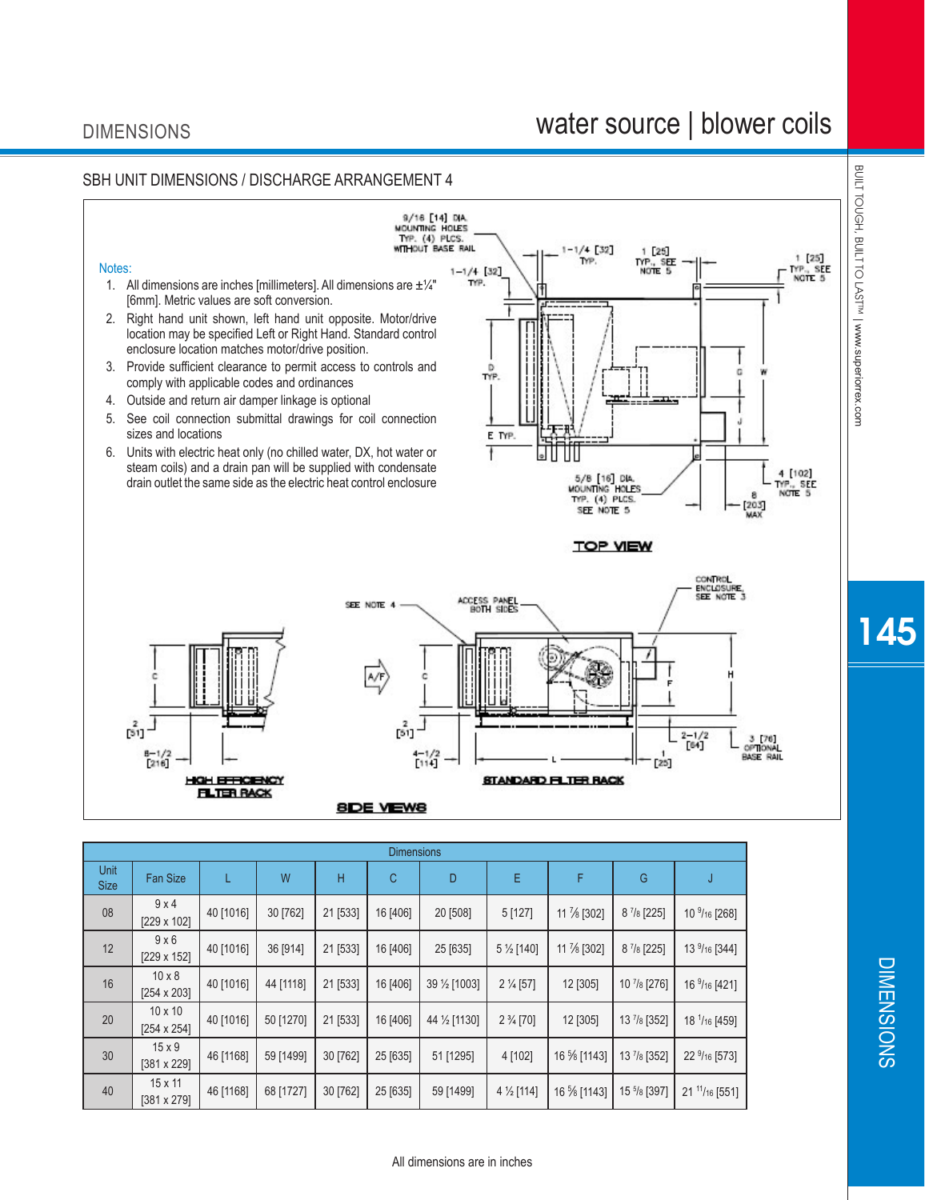## DIMENSIONS

# water source | blower coils

### SBH UNIT DIMENSIONS / DISCHARGE ARRANGEMENT 4

Notes:

1. All dimensions are inches [millimeters]. All dimensions are ±¼" [6mm]. Metric values are soft conversion.
2. Right hand unit shown, left hand unit opposite. Motor/drive location may be specified Left or Right Hand. Standard control enclosure location matches motor/drive position.
3. Provide sufficient clearance to permit access to controls and comply with applicable codes and ordinances
4. Outside and return air damper linkage is optional
5. See coil connection submittal drawings for coil connection sizes and locations
6. Units with electric heat only (no chilled water, DX, hot water or steam coils) and a drain pan will be supplied with condensate drain outlet the same side as the electric heat control enclosure

| Unit Size | Fan Size | L | W | H | C | D | E | F | G | J |
|---|---|---|---|---|---|---|---|---|---|---|
| 08 | 9 x 4 [229 x 102] | 40 [1016] | 30 [762] | 21 [533] | 16 [406] | 20 [508] | 5 [127] | 11 ⅞ [302] | 8 ⅞ [225] | 10 $^{9}/_{16}$ [268] |
| 12 | 9 x 6 [229 x 152] | 40 [1016] | 36 [914] | 21 [533] | 16 [406] | 25 [635] | 5 ½ [140] | 11 ⅞ [302] | 8 ⅞ [225] | 13 $^{9}/_{16}$ [344] |
| 16 | 10 x 8 [254 x 203] | 40 [1016] | 44 [1118] | 21 [533] | 16 [406] | 39 ½ [1003] | 2 ¼ [57] | 12 [305] | 10 ⅞ [276] | 16 $^{9}/_{16}$ [421] |
| 20 | 10 x 10 [254 x 254] | 40 [1016] | 50 [1270] | 21 [533] | 16 [406] | 44 ½ [1130] | 2 ¾ [70] | 12 [305] | 13 ⅞ [352] | 18 $^{1}/_{16}$ [459] |
| 30 | 15 x 9 [381 x 229] | 46 [1168] | 59 [1499] | 30 [762] | 25 [635] | 51 [1295] | 4 [102] | 16 ⅝ [1143] | 13 ⅞ [352] | 22 $^{9}/_{16}$ [573] |
| 40 | 15 x 11 [381 x 279] | 46 [1168] | 68 [1727] | 30 [762] | 25 [635] | 59 [1499] | 4 ½ [114] | 16 ⅝ [1143] | 15 ⅝ [397] | 21 $^{11}/_{16}$ [551] |

All dimensions are in inches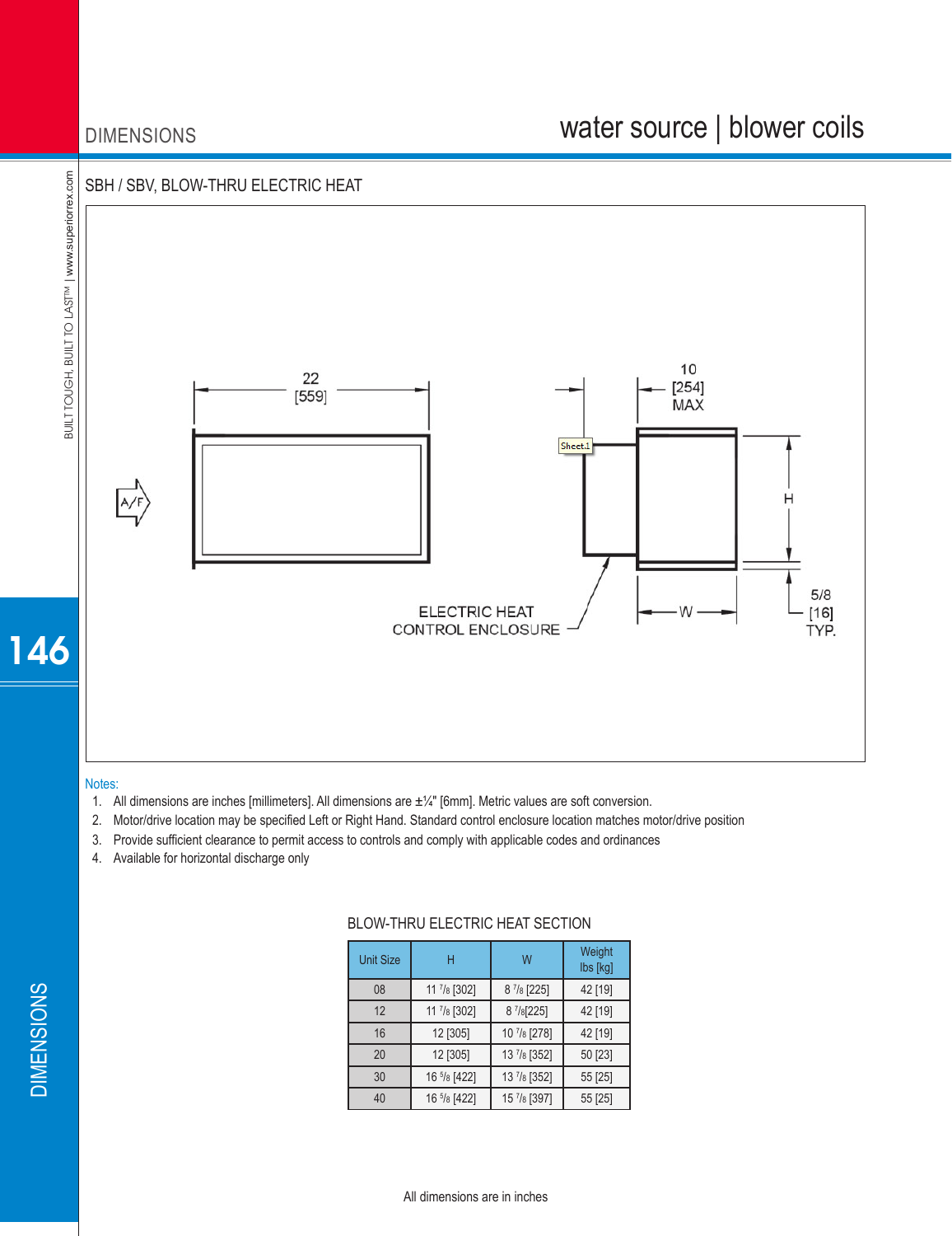## SBH / SBV, BLOW-THRU ELECTRIC HEAT

Notes:
1. All dimensions are inches [millimeters]. All dimensions are ±¼" [6mm]. Metric values are soft conversion.
2. Motor/drive location may be specified Left or Right Hand. Standard control enclosure location matches motor/drive position
3. Provide sufficient clearance to permit access to controls and comply with applicable codes and ordinances
4. Available for horizontal discharge only

### BLOW-THRU ELECTRIC HEAT SECTION

| Unit Size | H | W | Weight lbs [kg] |
|---|---|---|---|
| 08 | 11 7/8 [302] | 8 7/8 [225] | 42 [19] |
| 12 | 11 7/8 [302] | 8 7/8[225] | 42 [19] |
| 16 | 12 [305] | 10 7/8 [278] | 42 [19] |
| 20 | 12 [305] | 13 7/8 [352] | 50 [23] |
| 30 | 16 5/8 [422] | 13 7/8 [352] | 55 [25] |
| 40 | 16 5/8 [422] | 15 7/8 [397] | 55 [25] |

All dimensions are in inches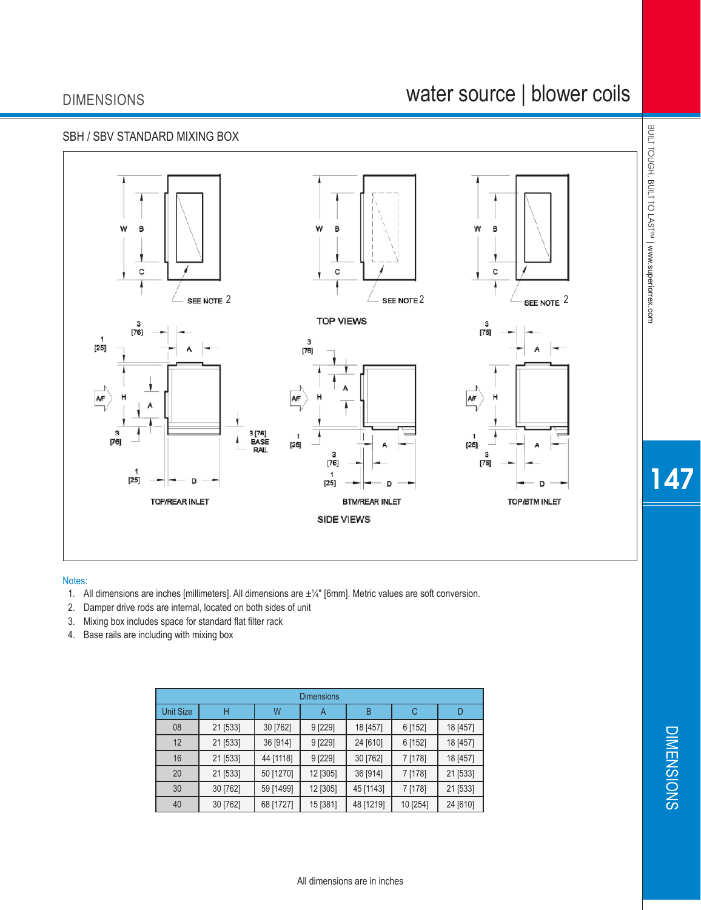# DIMENSIONS

## SBH / SBV STANDARD MIXING BOX

W B C SEE NOTE 2

TOP VIEWS

3 [76]

1 [25]

A

A/F

H

A

3 [76]

1 [25]

D

3 [76] BASE RAIL

TOP/REAR INLET

BTM/REAR INLET

TOP/BTM INLET

SIDE VIEWS

Notes:

1. All dimensions are inches [millimeters]. All dimensions are ±¼" [6mm]. Metric values are soft conversion.
2. Damper drive rods are internal, located on both sides of unit
3. Mixing box includes space for standard flat filter rack
4. Base rails are including with mixing box

| Dimensions | | | | | | |
|---|---|---|---|---|---|---|
| Unit Size | H | W | A | B | C | D |
| 08 | 21 [533] | 30 [762] | 9 [229] | 18 [457] | 6 [152] | 18 [457] |
| 12 | 21 [533] | 36 [914] | 9 [229] | 24 [610] | 6 [152] | 18 [457] |
| 16 | 21 [533] | 44 [1118] | 9 [229] | 30 [762] | 7 [178] | 18 [457] |
| 20 | 21 [533] | 50 [1270] | 12 [305] | 36 [914] | 7 [178] | 21 [533] |
| 30 | 30 [762] | 59 [1499] | 12 [305] | 45 [1143] | 7 [178] | 21 [533] |
| 40 | 30 [762] | 68 [1727] | 15 [381] | 48 [1219] | 10 [254] | 24 [610] |

All dimensions are in inches